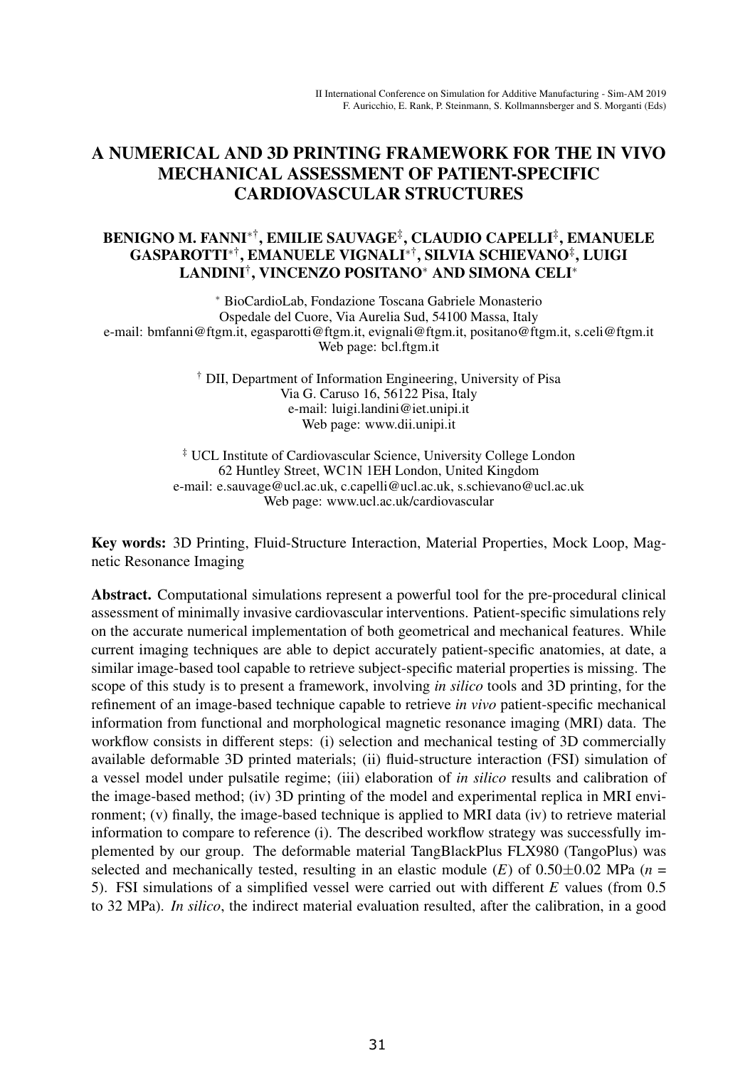# A NUMERICAL AND 3D PRINTING FRAMEWORK FOR THE IN VIVO MECHANICAL ASSESSMENT OF PATIENT-SPECIFIC CARDIOVASCULAR STRUCTURES

**BENIGNO M. FANNI[*,†], EMILIE SAUVAGE[‡], CLAUDIO CAPELLI[‡], EMANUELE GASPAROTTI[*,†], EMANUELE VIGNALI[*,†], SILVIA SCHIEVANO[‡], LUIGI LANDINI[†], VINCENZO POSITANO[*] AND SIMONA CELI[*]**

[*] BioCardioLab, Fondazione Toscana Gabriele Monasterio
Ospedale del Cuore, Via Aurelia Sud, 54100 Massa, Italy
e-mail: bmfanni@ftgm.it, egasparotti@ftgm.it, evignali@ftgm.it, positano@ftgm.it, s.celi@ftgm.it
Web page: bcl.ftgm.it

[†] DII, Department of Information Engineering, University of Pisa
Via G. Caruso 16, 56122 Pisa, Italy
e-mail: luigi.landini@iet.unipi.it
Web page: www.dii.unipi.it

[‡] UCL Institute of Cardiovascular Science, University College London
62 Huntley Street, WC1N 1EH London, United Kingdom
e-mail: e.sauvage@ucl.ac.uk, c.capelli@ucl.ac.uk, s.schievano@ucl.ac.uk
Web page: www.ucl.ac.uk/cardiovascular

**Key words:** 3D Printing, Fluid-Structure Interaction, Material Properties, Mock Loop, Magnetic Resonance Imaging

**Abstract.** Computational simulations represent a powerful tool for the pre-procedural clinical assessment of minimally invasive cardiovascular interventions. Patient-specific simulations rely on the accurate numerical implementation of both geometrical and mechanical features. While current imaging techniques are able to depict accurately patient-specific anatomies, at date, a similar image-based tool capable to retrieve subject-specific material properties is missing. The scope of this study is to present a framework, involving *in silico* tools and 3D printing, for the refinement of an image-based technique capable to retrieve *in vivo* patient-specific mechanical information from functional and morphological magnetic resonance imaging (MRI) data. The workflow consists in different steps: (i) selection and mechanical testing of 3D commercially available deformable 3D printed materials; (ii) fluid-structure interaction (FSI) simulation of a vessel model under pulsatile regime; (iii) elaboration of *in silico* results and calibration of the image-based method; (iv) 3D printing of the model and experimental replica in MRI environment; (v) finally, the image-based technique is applied to MRI data (iv) to retrieve material information to compare to reference (i). The described workflow strategy was successfully implemented by our group. The deformable material TangBlackPlus FLX980 (TangoPlus) was selected and mechanically tested, resulting in an elastic module ($E$) of $0.50 \pm 0.02$ MPa ($n$ = 5). FSI simulations of a simplified vessel were carried out with different $E$ values (from 0.5 to 32 MPa). *In silico*, the indirect material evaluation resulted, after the calibration, in a good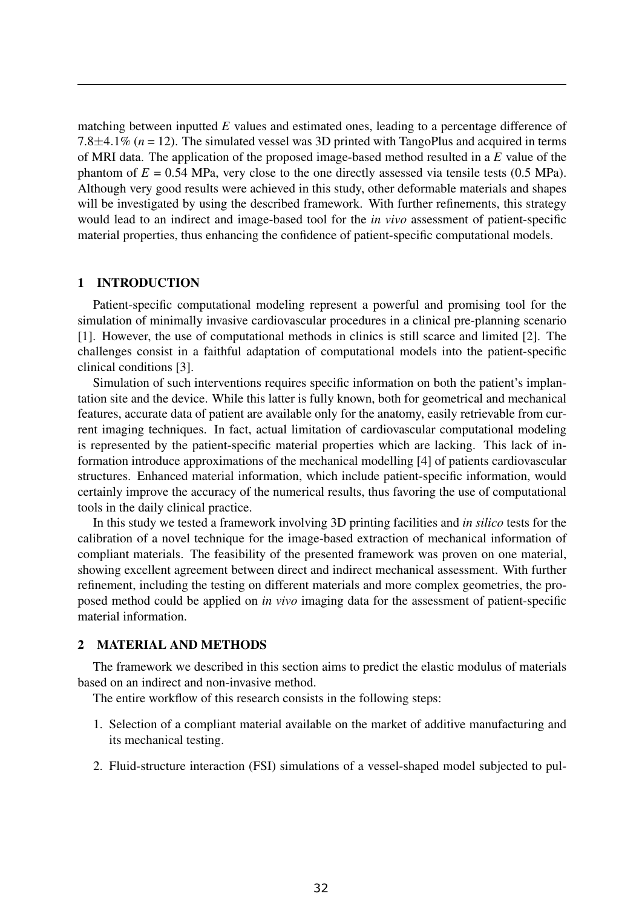matching between inputted $E$ values and estimated ones, leading to a percentage difference of $7.8 \pm 4.1\%$ ($n = 12$). The simulated vessel was 3D printed with TangoPlus and acquired in terms of MRI data. The application of the proposed image-based method resulted in a $E$ value of the phantom of $E = 0.54$ MPa, very close to the one directly assessed via tensile tests (0.5 MPa). Although very good results were achieved in this study, other deformable materials and shapes will be investigated by using the described framework. With further refinements, this strategy would lead to an indirect and image-based tool for the *in vivo* assessment of patient-specific material properties, thus enhancing the confidence of patient-specific computational models.

## 1 INTRODUCTION

Patient-specific computational modeling represent a powerful and promising tool for the simulation of minimally invasive cardiovascular procedures in a clinical pre-planning scenario [1]. However, the use of computational methods in clinics is still scarce and limited [2]. The challenges consist in a faithful adaptation of computational models into the patient-specific clinical conditions [3].

Simulation of such interventions requires specific information on both the patient's implantation site and the device. While this latter is fully known, both for geometrical and mechanical features, accurate data of patient are available only for the anatomy, easily retrievable from current imaging techniques. In fact, actual limitation of cardiovascular computational modeling is represented by the patient-specific material properties which are lacking. This lack of information introduce approximations of the mechanical modelling [4] of patients cardiovascular structures. Enhanced material information, which include patient-specific information, would certainly improve the accuracy of the numerical results, thus favoring the use of computational tools in the daily clinical practice.

In this study we tested a framework involving 3D printing facilities and *in silico* tests for the calibration of a novel technique for the image-based extraction of mechanical information of compliant materials. The feasibility of the presented framework was proven on one material, showing excellent agreement between direct and indirect mechanical assessment. With further refinement, including the testing on different materials and more complex geometries, the proposed method could be applied on *in vivo* imaging data for the assessment of patient-specific material information.

## 2 MATERIAL AND METHODS

The framework we described in this section aims to predict the elastic modulus of materials based on an indirect and non-invasive method.

The entire workflow of this research consists in the following steps:

1. Selection of a compliant material available on the market of additive manufacturing and its mechanical testing.
2. Fluid-structure interaction (FSI) simulations of a vessel-shaped model subjected to pul-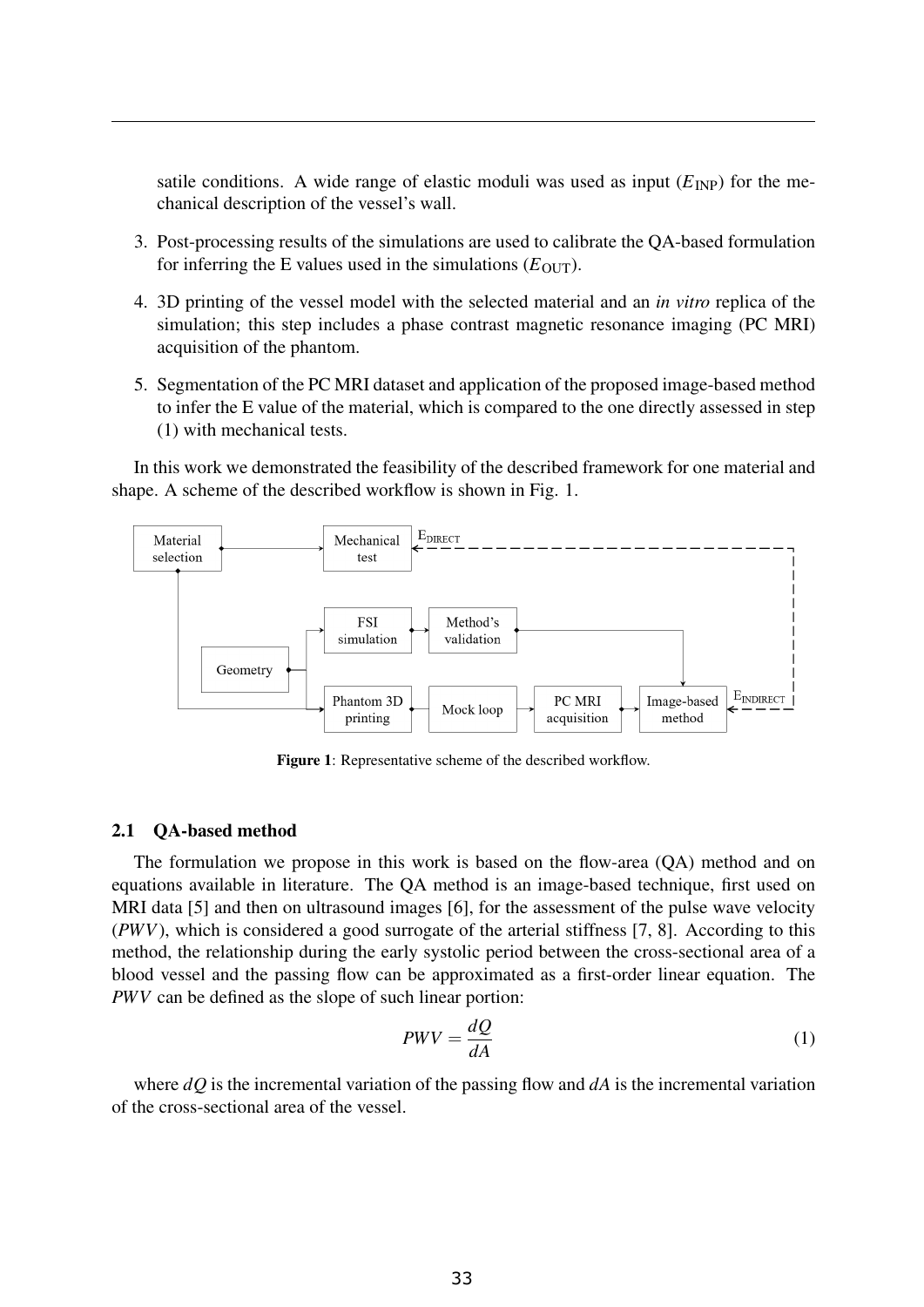satile conditions. A wide range of elastic moduli was used as input ($E_{\text{INP}}$) for the mechanical description of the vessel's wall.

3. Post-processing results of the simulations are used to calibrate the QA-based formulation for inferring the E values used in the simulations ($E_{\text{OUT}}$).

4. 3D printing of the vessel model with the selected material and an *in vitro* replica of the simulation; this step includes a phase contrast magnetic resonance imaging (PC MRI) acquisition of the phantom.

5. Segmentation of the PC MRI dataset and application of the proposed image-based method to infer the E value of the material, which is compared to the one directly assessed in step (1) with mechanical tests.

In this work we demonstrated the feasibility of the described framework for one material and shape. A scheme of the described workflow is shown in Fig. 1.

**Figure 1**: Representative scheme of the described workflow.

## 2.1 QA-based method

The formulation we propose in this work is based on the flow-area (QA) method and on equations available in literature. The QA method is an image-based technique, first used on MRI data [5] and then on ultrasound images [6], for the assessment of the pulse wave velocity ($PWV$), which is considered a good surrogate of the arterial stiffness [7, 8]. According to this method, the relationship during the early systolic period between the cross-sectional area of a blood vessel and the passing flow can be approximated as a first-order linear equation. The $PWV$ can be defined as the slope of such linear portion:

$$PWV = \frac{dQ}{dA} \tag{1}$$

where $dQ$ is the incremental variation of the passing flow and $dA$ is the incremental variation of the cross-sectional area of the vessel.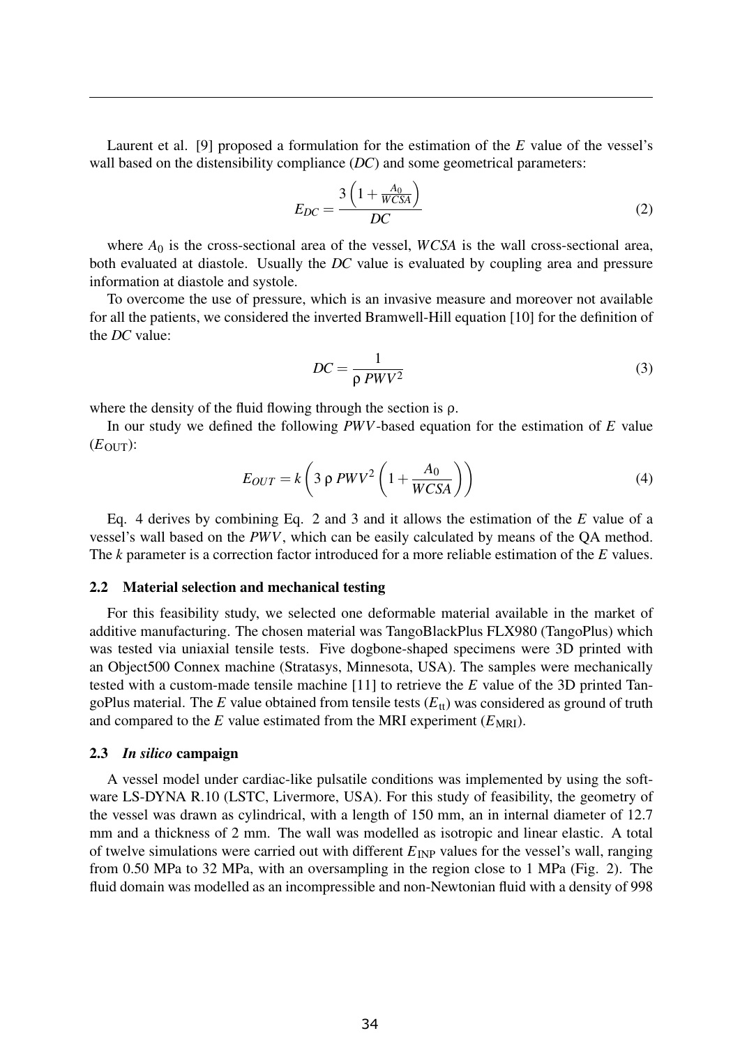Laurent et al. [9] proposed a formulation for the estimation of the $E$ value of the vessel's wall based on the distensibility compliance ($DC$) and some geometrical parameters:

$$E_{DC} = \frac{3\left(1 + \frac{A_0}{WCSA}\right)}{DC} \tag{2}$$

where $A_0$ is the cross-sectional area of the vessel, $WCSA$ is the wall cross-sectional area, both evaluated at diastole. Usually the $DC$ value is evaluated by coupling area and pressure information at diastole and systole.

To overcome the use of pressure, which is an invasive measure and moreover not available for all the patients, we considered the inverted Bramwell-Hill equation [10] for the definition of the $DC$ value:

$$DC = \frac{1}{\rho \, PWV^2} \tag{3}$$

where the density of the fluid flowing through the section is $\rho$.

In our study we defined the following $PWV$-based equation for the estimation of $E$ value ($E_{\mathrm{OUT}}$):

$$E_{OUT} = k\left(3 \, \rho \, PWV^2 \left(1 + \frac{A_0}{WCSA}\right)\right) \tag{4}$$

Eq. 4 derives by combining Eq. 2 and 3 and it allows the estimation of the $E$ value of a vessel's wall based on the $PWV$, which can be easily calculated by means of the QA method. The $k$ parameter is a correction factor introduced for a more reliable estimation of the $E$ values.

### 2.2 Material selection and mechanical testing

For this feasibility study, we selected one deformable material available in the market of additive manufacturing. The chosen material was TangoBlackPlus FLX980 (TangoPlus) which was tested via uniaxial tensile tests. Five dogbone-shaped specimens were 3D printed with an Object500 Connex machine (Stratasys, Minnesota, USA). The samples were mechanically tested with a custom-made tensile machine [11] to retrieve the $E$ value of the 3D printed TangoPlus material. The $E$ value obtained from tensile tests ($E_{\mathrm{tt}}$) was considered as ground of truth and compared to the $E$ value estimated from the MRI experiment ($E_{\mathrm{MRI}}$).

### 2.3 *In silico* campaign

A vessel model under cardiac-like pulsatile conditions was implemented by using the software LS-DYNA R.10 (LSTC, Livermore, USA). For this study of feasibility, the geometry of the vessel was drawn as cylindrical, with a length of 150 mm, an in internal diameter of 12.7 mm and a thickness of 2 mm. The wall was modelled as isotropic and linear elastic. A total of twelve simulations were carried out with different $E_{\mathrm{INP}}$ values for the vessel's wall, ranging from 0.50 MPa to 32 MPa, with an oversampling in the region close to 1 MPa (Fig. 2). The fluid domain was modelled as an incompressible and non-Newtonian fluid with a density of 998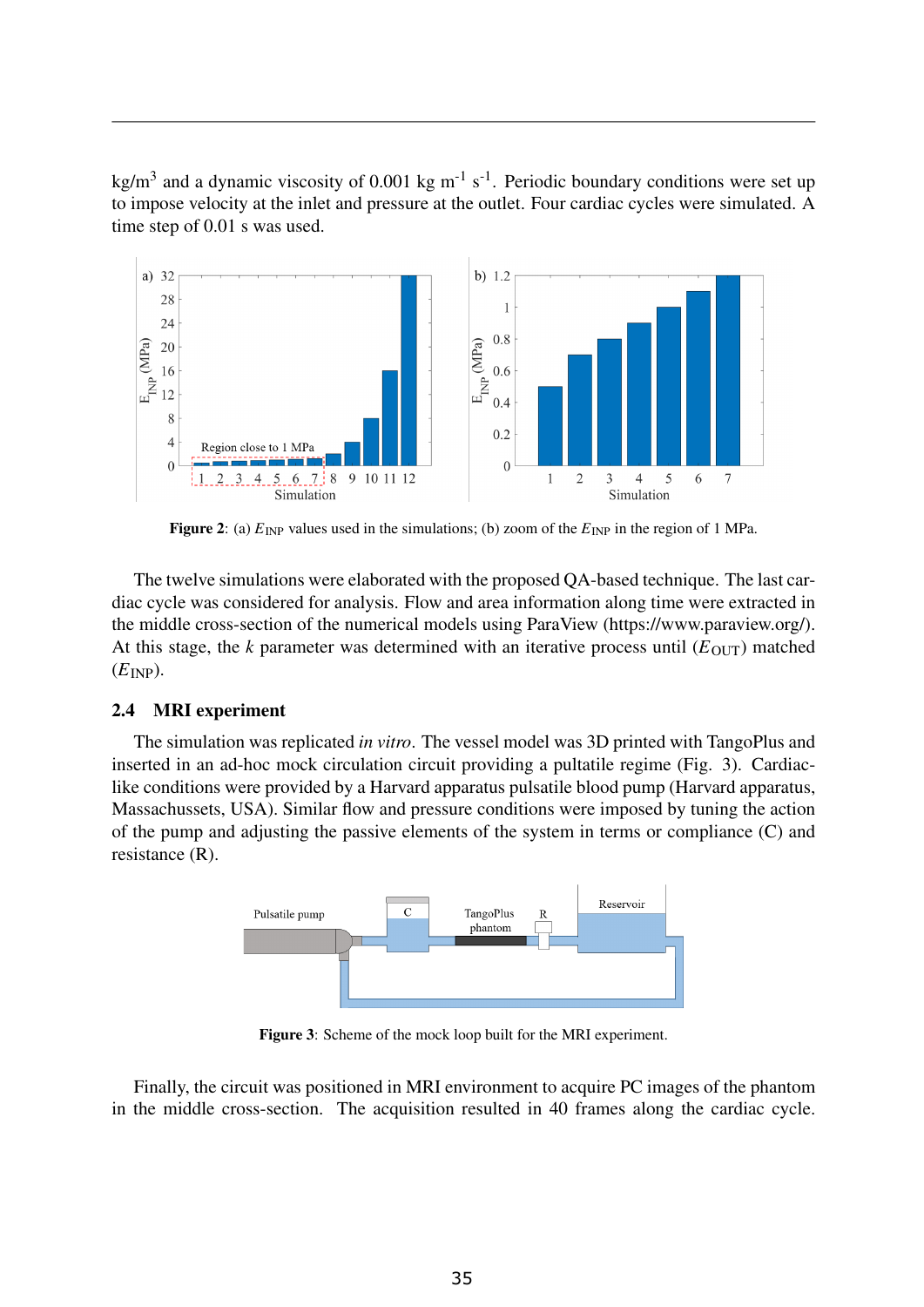kg/m$^3$ and a dynamic viscosity of 0.001 kg m$^{-1}$ s$^{-1}$. Periodic boundary conditions were set up to impose velocity at the inlet and pressure at the outlet. Four cardiac cycles were simulated. A time step of 0.01 s was used.

**Figure 2**: (a) $E_{\mathrm{INP}}$ values used in the simulations; (b) zoom of the $E_{\mathrm{INP}}$ in the region of 1 MPa.

The twelve simulations were elaborated with the proposed QA-based technique. The last cardiac cycle was considered for analysis. Flow and area information along time were extracted in the middle cross-section of the numerical models using ParaView (https://www.paraview.org/). At this stage, the $k$ parameter was determined with an iterative process until ($E_{\mathrm{OUT}}$) matched ($E_{\mathrm{INP}}$).

### 2.4 MRI experiment

The simulation was replicated *in vitro*. The vessel model was 3D printed with TangoPlus and inserted in an ad-hoc mock circulation circuit providing a pultatile regime (Fig. 3). Cardiac-like conditions were provided by a Harvard apparatus pulsatile blood pump (Harvard apparatus, Massachussets, USA). Similar flow and pressure conditions were imposed by tuning the action of the pump and adjusting the passive elements of the system in terms or compliance (C) and resistance (R).

**Figure 3**: Scheme of the mock loop built for the MRI experiment.

Finally, the circuit was positioned in MRI environment to acquire PC images of the phantom in the middle cross-section. The acquisition resulted in 40 frames along the cardiac cycle.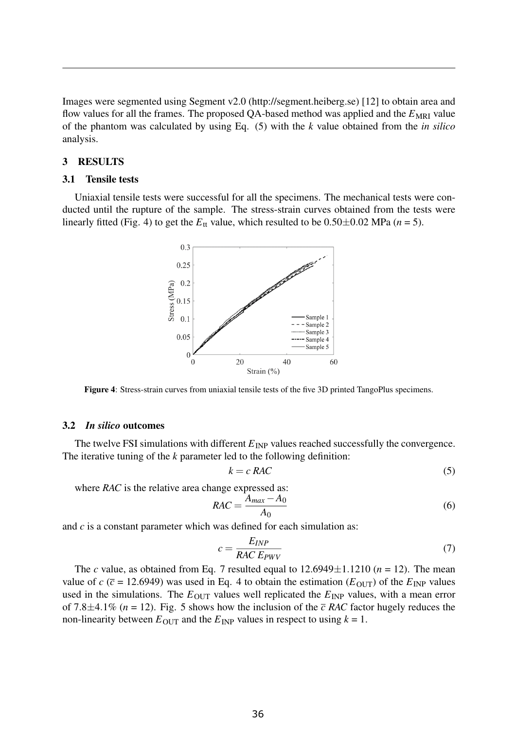Images were segmented using Segment v2.0 (http://segment.heiberg.se) [12] to obtain area and flow values for all the frames. The proposed QA-based method was applied and the $E_{\text{MRI}}$ value of the phantom was calculated by using Eq. (5) with the $k$ value obtained from the *in silico* analysis.

## 3 RESULTS

### 3.1 Tensile tests

Uniaxial tensile tests were successful for all the specimens. The mechanical tests were conducted until the rupture of the sample. The stress-strain curves obtained from the tests were linearly fitted (Fig. 4) to get the $E_{\text{tt}}$ value, which resulted to be 0.50±0.02 MPa ($n$ = 5).

**Figure 4**: Stress-strain curves from uniaxial tensile tests of the five 3D printed TangoPlus specimens.

### 3.2 *In silico* outcomes

The twelve FSI simulations with different $E_{\text{INP}}$ values reached successfully the convergence. The iterative tuning of the $k$ parameter led to the following definition:

$$k = c\,RAC \tag{5}$$

where $RAC$ is the relative area change expressed as:

$$RAC = \frac{A_{max} - A_0}{A_0} \tag{6}$$

and $c$ is a constant parameter which was defined for each simulation as:

$$c = \frac{E_{INP}}{RAC\,E_{PWV}} \tag{7}$$

The $c$ value, as obtained from Eq. 7 resulted equal to 12.6949±1.1210 ($n$ = 12). The mean value of $c$ ($\overline{c}$ = 12.6949) was used in Eq. 4 to obtain the estimation ($E_{\text{OUT}}$) of the $E_{\text{INP}}$ values used in the simulations. The $E_{\text{OUT}}$ values well replicated the $E_{\text{INP}}$ values, with a mean error of 7.8±4.1% ($n$ = 12). Fig. 5 shows how the inclusion of the $\overline{c}\,RAC$ factor hugely reduces the non-linearity between $E_{\text{OUT}}$ and the $E_{\text{INP}}$ values in respect to using $k$ = 1.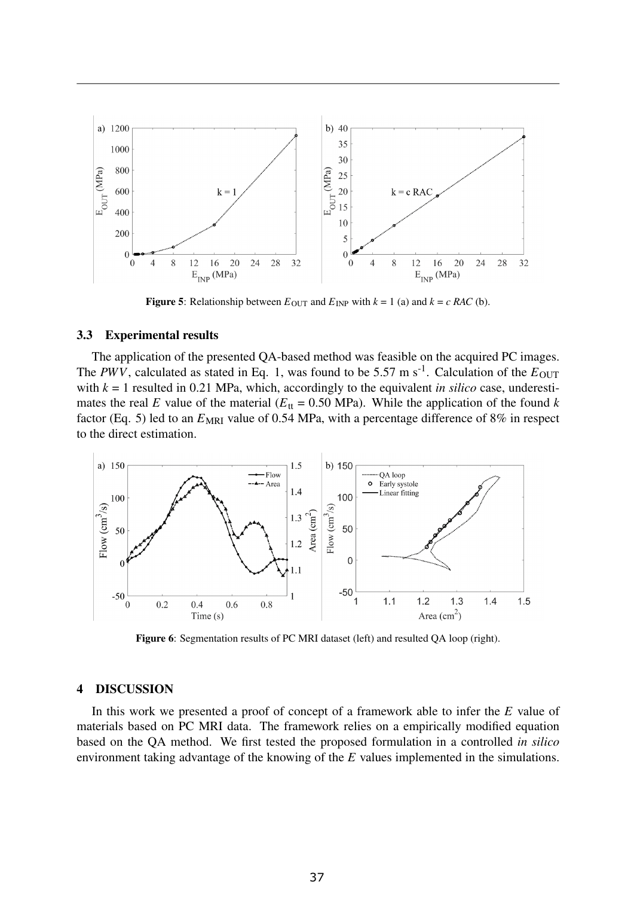Figure 5: Relationship between $E_{\text{OUT}}$ and $E_{\text{INP}}$ with $k$ = 1 (a) and $k$ = $c$ $RAC$ (b).

### 3.3 Experimental results

The application of the presented QA-based method was feasible on the acquired PC images. The $PWV$, calculated as stated in Eq. 1, was found to be 5.57 m s$^{-1}$. Calculation of the $E_{\text{OUT}}$ with $k$ = 1 resulted in 0.21 MPa, which, accordingly to the equivalent *in silico* case, underestimates the real $E$ value of the material ($E_{\text{tt}}$ = 0.50 MPa). While the application of the found $k$ factor (Eq. 5) led to an $E_{\text{MRI}}$ value of 0.54 MPa, with a percentage difference of 8% in respect to the direct estimation.

**Figure 6**: Segmentation results of PC MRI dataset (left) and resulted QA loop (right).

## 4 DISCUSSION

In this work we presented a proof of concept of a framework able to infer the $E$ value of materials based on PC MRI data. The framework relies on a empirically modified equation based on the QA method. We first tested the proposed formulation in a controlled *in silico* environment taking advantage of the knowing of the $E$ values implemented in the simulations.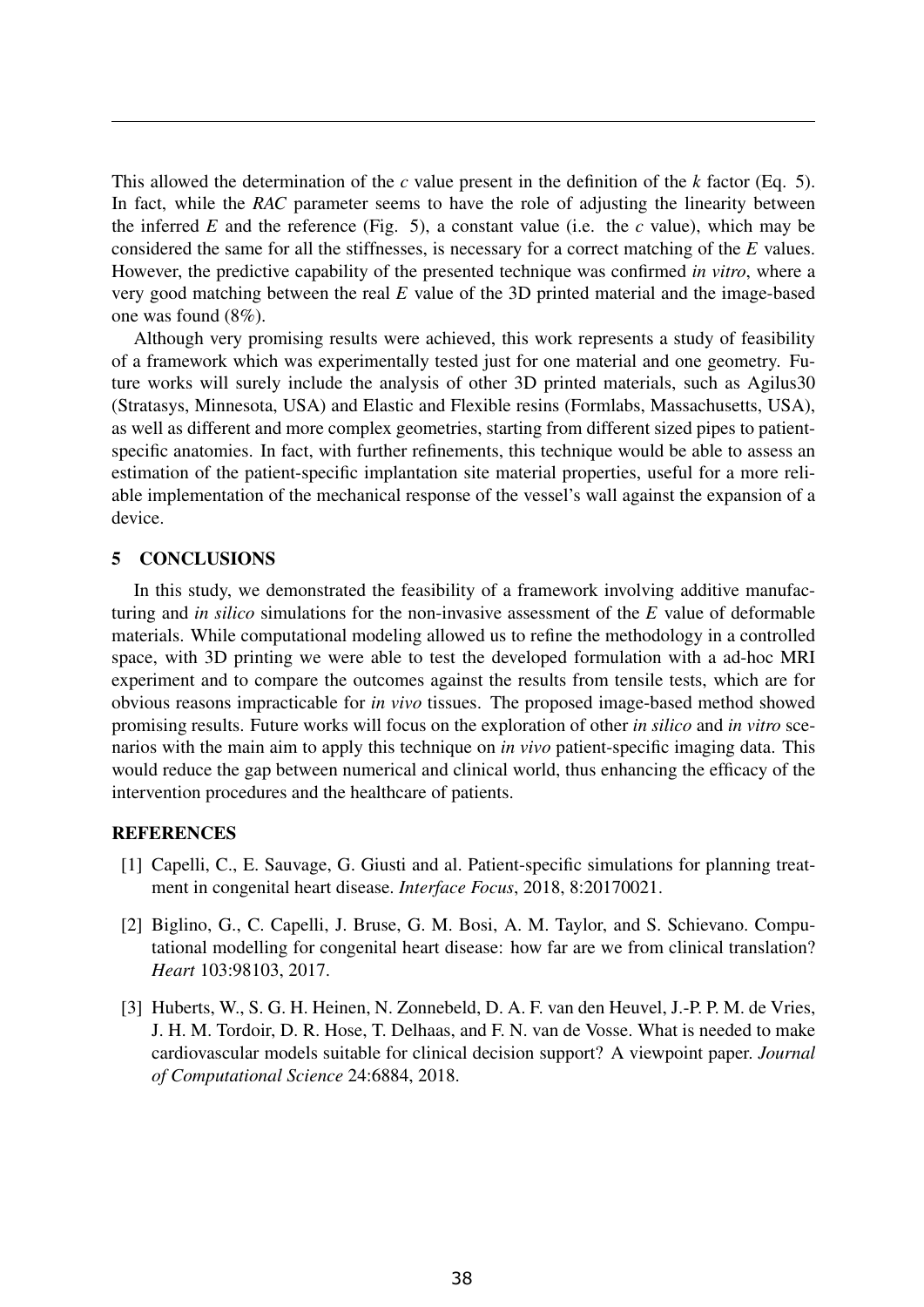This allowed the determination of the *c* value present in the definition of the *k* factor (Eq. 5). In fact, while the *RAC* parameter seems to have the role of adjusting the linearity between the inferred *E* and the reference (Fig. 5), a constant value (i.e. the *c* value), which may be considered the same for all the stiffnesses, is necessary for a correct matching of the *E* values. However, the predictive capability of the presented technique was confirmed *in vitro*, where a very good matching between the real *E* value of the 3D printed material and the image-based one was found (8%).

Although very promising results were achieved, this work represents a study of feasibility of a framework which was experimentally tested just for one material and one geometry. Future works will surely include the analysis of other 3D printed materials, such as Agilus30 (Stratasys, Minnesota, USA) and Elastic and Flexible resins (Formlabs, Massachusetts, USA), as well as different and more complex geometries, starting from different sized pipes to patient-specific anatomies. In fact, with further refinements, this technique would be able to assess an estimation of the patient-specific implantation site material properties, useful for a more reliable implementation of the mechanical response of the vessel's wall against the expansion of a device.

## 5 CONCLUSIONS

In this study, we demonstrated the feasibility of a framework involving additive manufacturing and *in silico* simulations for the non-invasive assessment of the *E* value of deformable materials. While computational modeling allowed us to refine the methodology in a controlled space, with 3D printing we were able to test the developed formulation with a ad-hoc MRI experiment and to compare the outcomes against the results from tensile tests, which are for obvious reasons impracticable for *in vivo* tissues. The proposed image-based method showed promising results. Future works will focus on the exploration of other *in silico* and *in vitro* scenarios with the main aim to apply this technique on *in vivo* patient-specific imaging data. This would reduce the gap between numerical and clinical world, thus enhancing the efficacy of the intervention procedures and the healthcare of patients.

## REFERENCES

[1] Capelli, C., E. Sauvage, G. Giusti and al. Patient-specific simulations for planning treatment in congenital heart disease. *Interface Focus*, 2018, 8:20170021.

[2] Biglino, G., C. Capelli, J. Bruse, G. M. Bosi, A. M. Taylor, and S. Schievano. Computational modelling for congenital heart disease: how far are we from clinical translation? *Heart* 103:98103, 2017.

[3] Huberts, W., S. G. H. Heinen, N. Zonnebeld, D. A. F. van den Heuvel, J.-P. P. M. de Vries, J. H. M. Tordoir, D. R. Hose, T. Delhaas, and F. N. van de Vosse. What is needed to make cardiovascular models suitable for clinical decision support? A viewpoint paper. *Journal of Computational Science* 24:6884, 2018.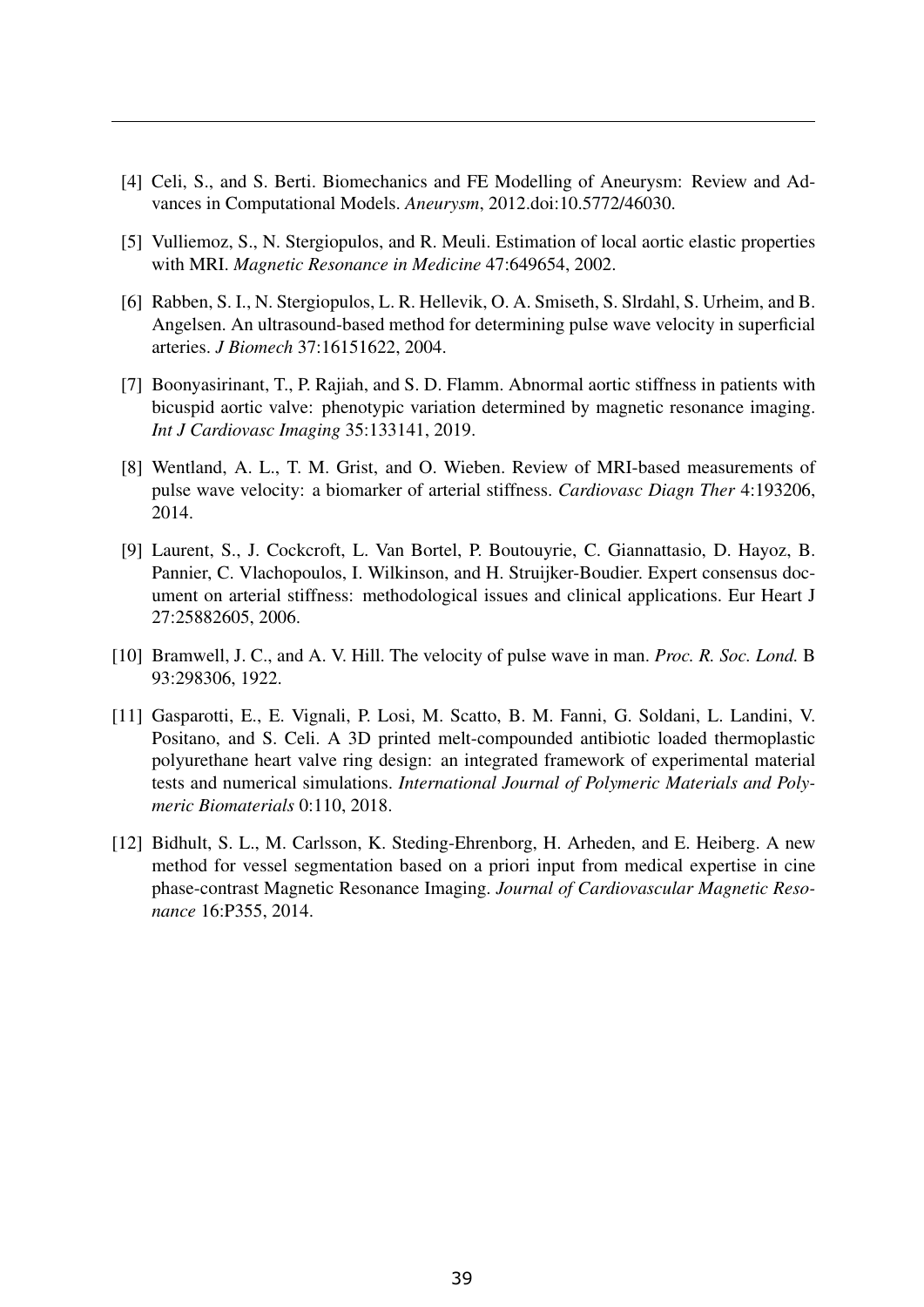[4] Celi, S., and S. Berti. Biomechanics and FE Modelling of Aneurysm: Review and Advances in Computational Models. *Aneurysm*, 2012.doi:10.5772/46030.

[5] Vulliemoz, S., N. Stergiopulos, and R. Meuli. Estimation of local aortic elastic properties with MRI. *Magnetic Resonance in Medicine* 47:649654, 2002.

[6] Rabben, S. I., N. Stergiopulos, L. R. Hellevik, O. A. Smiseth, S. Slrdahl, S. Urheim, and B. Angelsen. An ultrasound-based method for determining pulse wave velocity in superficial arteries. *J Biomech* 37:16151622, 2004.

[7] Boonyasirinant, T., P. Rajiah, and S. D. Flamm. Abnormal aortic stiffness in patients with bicuspid aortic valve: phenotypic variation determined by magnetic resonance imaging. *Int J Cardiovasc Imaging* 35:133141, 2019.

[8] Wentland, A. L., T. M. Grist, and O. Wieben. Review of MRI-based measurements of pulse wave velocity: a biomarker of arterial stiffness. *Cardiovasc Diagn Ther* 4:193206, 2014.

[9] Laurent, S., J. Cockcroft, L. Van Bortel, P. Boutouyrie, C. Giannattasio, D. Hayoz, B. Pannier, C. Vlachopoulos, I. Wilkinson, and H. Struijker-Boudier. Expert consensus document on arterial stiffness: methodological issues and clinical applications. Eur Heart J 27:25882605, 2006.

[10] Bramwell, J. C., and A. V. Hill. The velocity of pulse wave in man. *Proc. R. Soc. Lond.* B 93:298306, 1922.

[11] Gasparotti, E., E. Vignali, P. Losi, M. Scatto, B. M. Fanni, G. Soldani, L. Landini, V. Positano, and S. Celi. A 3D printed melt-compounded antibiotic loaded thermoplastic polyurethane heart valve ring design: an integrated framework of experimental material tests and numerical simulations. *International Journal of Polymeric Materials and Polymeric Biomaterials* 0:110, 2018.

[12] Bidhult, S. L., M. Carlsson, K. Steding-Ehrenborg, H. Arheden, and E. Heiberg. A new method for vessel segmentation based on a priori input from medical expertise in cine phase-contrast Magnetic Resonance Imaging. *Journal of Cardiovascular Magnetic Resonance* 16:P355, 2014.